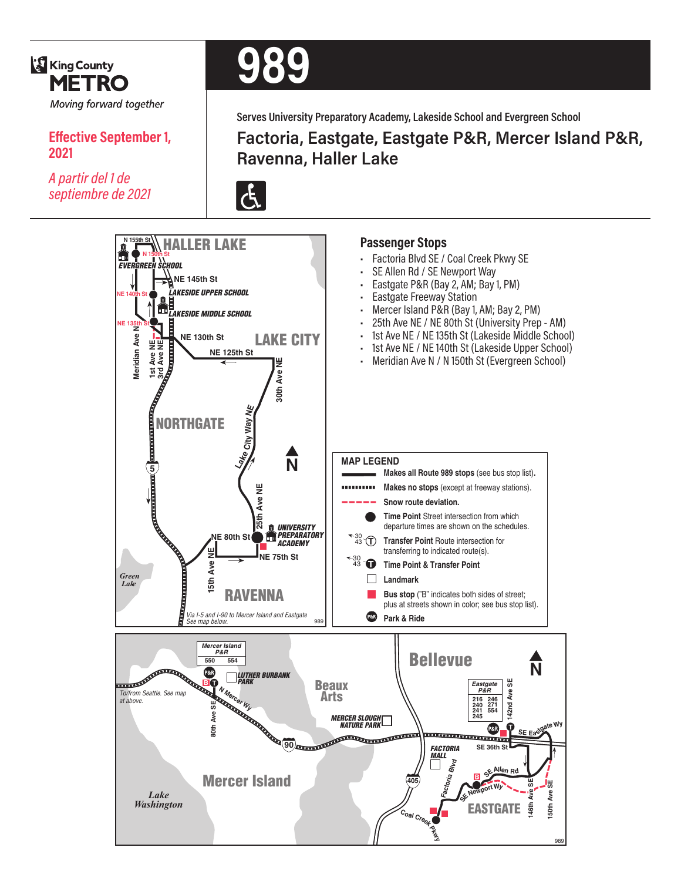King County METRO

*Moving forward together*

**Effective September 1, 2021**

*A partir del 1 de septiembre de 2021*

# 989

Serves University Preparatory Academy, Lakeside School and Evergreen School

## Factoria, Eastgate, Eastgate P&R, Mercer Island P&R, Ravenna, Haller Lake

## Passenger Stops

- Factoria Blvd SE / Coal Creek Pkwy SE
- SE Allen Rd / SE Newport Way
- Eastgate P&R (Bay 2, AM; Bay 1, PM)
- Eastgate Freeway Station
- Mercer Island P&R (Bay 1, AM; Bay 2, PM)
- 25th Ave NE / NE 80th St (University Prep - AM)
- 1st Ave NE / NE 135th St (Lakeside Middle School)
- 1st Ave NE / NE 140th St (Lakeside Upper School)
- Meridian Ave N / N 150th St (Evergreen School)

## MAP LEGEND

- **Makes all Route 989 stops** (see bus stop list).
- **Makes no stops** (except at freeway stations).
- **Snow route deviation.**
- **Time Point** Street intersection from which departure times are shown on the schedules.
- **Transfer Point** Route intersection for transferring to indicated route(s).
- **Time Point & Transfer Point**
- **Landmark**
- **Bus stop** ("B" indicates both sides of street; plus at streets shown in color; see bus stop list).
- **Park & Ride**

Via I-5 and I-90 to Mercer Island and Eastgate. See map below.

To/from Seattle. See map at above.

Mercer Island P&R: 550, 554

Eastgate P&R: 216, 240, 241, 245, 246, 271, 554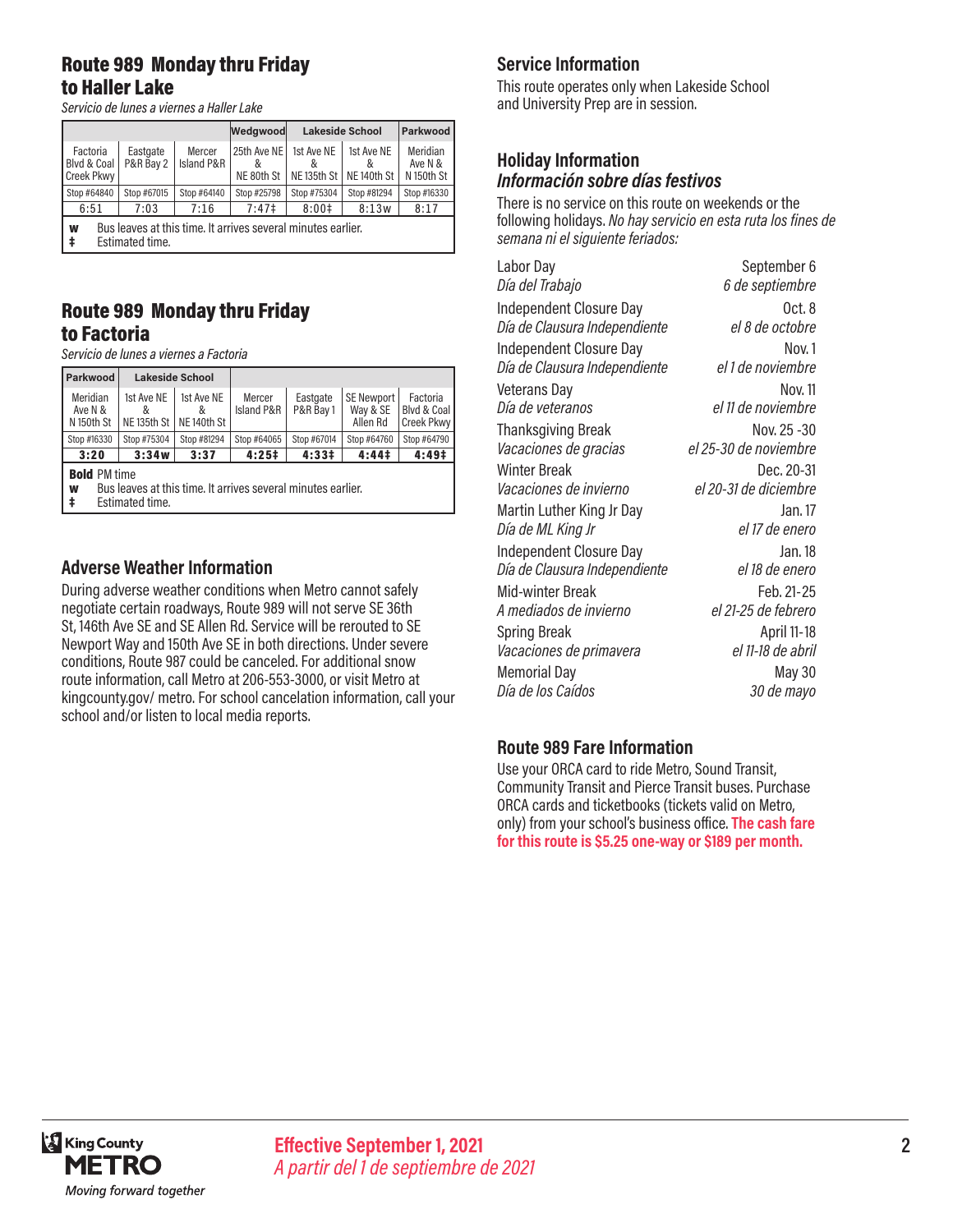## Route 989 Monday thru Friday to Haller Lake

*Servicio de lunes a viernes a Haller Lake*

| | | | Wedgwood | Lakeside School | | Parkwood |
|---|---|---|---|---|---|---|
| Factoria Blvd & Coal Creek Pkwy | Eastgate P&R Bay 2 | Mercer Island P&R | 25th Ave NE & NE 80th St | 1st Ave NE & NE 135th St | 1st Ave NE & NE 140th St | Meridian Ave N & N 150th St |
| Stop #64840 | Stop #67015 | Stop #64140 | Stop #25798 | Stop #75304 | Stop #81294 | Stop #16330 |
| 6:51 | 7:03 | 7:16 | 7:47‡ | 8:00‡ | 8:13w | 8:17 |

w Bus leaves at this time. It arrives several minutes earlier.
‡ Estimated time.

## Route 989 Monday thru Friday to Factoria

*Servicio de lunes a viernes a Factoria*

| Parkwood | Lakeside School | | | | | |
|---|---|---|---|---|---|---|
| Meridian Ave N & N 150th St | 1st Ave NE & NE 135th St | 1st Ave NE & NE 140th St | Mercer Island P&R | Eastgate P&R Bay 1 | SE Newport Way & SE Allen Rd | Factoria Blvd & Coal Creek Pkwy |
| Stop #16330 | Stop #75304 | Stop #81294 | Stop #64065 | Stop #67014 | Stop #64760 | Stop #64790 |
| **3:20** | **3:34w** | **3:37** | **4:25‡** | **4:33‡** | **4:44‡** | **4:49‡** |

**Bold** PM time
w Bus leaves at this time. It arrives several minutes earlier.
‡ Estimated time.

## Adverse Weather Information

During adverse weather conditions when Metro cannot safely negotiate certain roadways, Route 989 will not serve SE 36th St, 146th Ave SE and SE Allen Rd. Service will be rerouted to SE Newport Way and 150th Ave SE in both directions. Under severe conditions, Route 987 could be canceled. For additional snow route information, call Metro at 206-553-3000, or visit Metro at kingcounty.gov/ metro. For school cancelation information, call your school and/or listen to local media reports.

## Service Information

This route operates only when Lakeside School and University Prep are in session.

## Holiday Information
## *Información sobre días festivos*

There is no service on this route on weekends or the following holidays. *No hay servicio en esta ruta los fines de semana ni el siguiente feriados:*

| | |
|---|---|
| Labor Day<br>*Día del Trabajo* | September 6<br>*6 de septiembre* |
| Independent Closure Day<br>*Día de Clausura Independiente* | Oct. 8<br>*el 8 de octobre* |
| Independent Closure Day<br>*Día de Clausura Independiente* | Nov. 1<br>*el 1 de noviembre* |
| Veterans Day<br>*Día de veteranos* | Nov. 11<br>*el 11 de noviembre* |
| Thanksgiving Break<br>*Vacaciones de gracias* | Nov. 25 -30<br>*el 25-30 de noviembre* |
| Winter Break<br>*Vacaciones de invierno* | Dec. 20-31<br>*el 20-31 de diciembre* |
| Martin Luther King Jr Day<br>*Día de ML King Jr* | Jan. 17<br>*el 17 de enero* |
| Independent Closure Day<br>*Día de Clausura Independiente* | Jan. 18<br>*el 18 de enero* |
| Mid-winter Break<br>*A mediados de invierno* | Feb. 21-25<br>*el 21-25 de febrero* |
| Spring Break<br>*Vacaciones de primavera* | April 11-18<br>*el 11-18 de abril* |
| Memorial Day<br>*Día de los Caídos* | May 30<br>*30 de mayo* |

## Route 989 Fare Information

Use your ORCA card to ride Metro, Sound Transit, Community Transit and Pierce Transit buses. Purchase ORCA cards and ticketbooks (tickets valid on Metro, only) from your school's business office. **The cash fare for this route is $5.25 one-way or $189 per month.**

King County METRO
*Moving forward together*

**Effective September 1, 2021**
***A partir del 1 de septiembre de 2021***